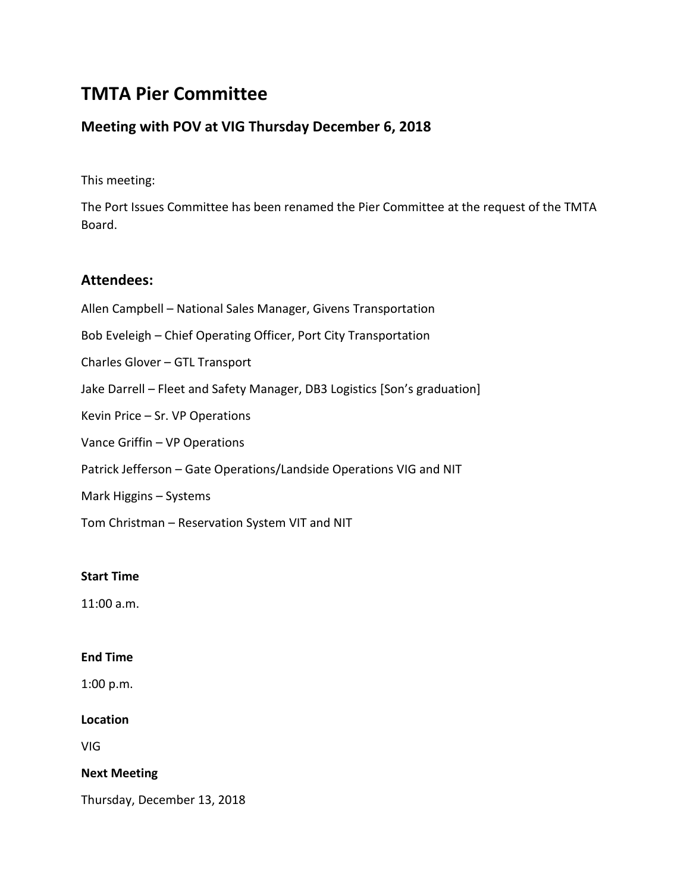# TMTA Pier Committee

## Meeting with POV at VIG Thursday December 6, 2018

This meeting:

The Port Issues Committee has been renamed the Pier Committee at the request of the TMTA Board.

## Attendees:

Allen Campbell – National Sales Manager, Givens Transportation

Bob Eveleigh – Chief Operating Officer, Port City Transportation

Charles Glover – GTL Transport

Jake Darrell – Fleet and Safety Manager, DB3 Logistics [Son's graduation]

Kevin Price – Sr. VP Operations

Vance Griffin – VP Operations

Patrick Jefferson – Gate Operations/Landside Operations VIG and NIT

Mark Higgins – Systems

Tom Christman – Reservation System VIT and NIT

#### Start Time

11:00 a.m.

#### End Time

1:00 p.m.

#### Location

VIG

#### Next Meeting

Thursday, December 13, 2018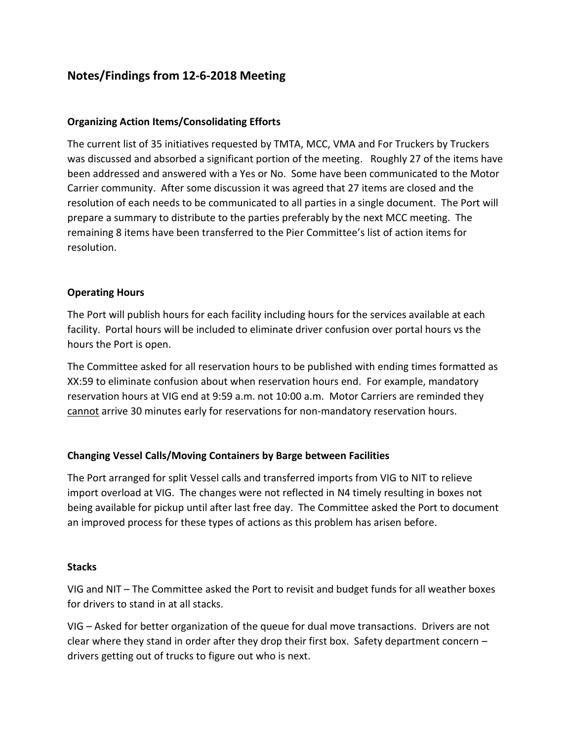## Notes/Findings from 12-6-2018 Meeting

### Organizing Action Items/Consolidating Efforts

The current list of 35 initiatives requested by TMTA, MCC, VMA and For Truckers by Truckers was discussed and absorbed a significant portion of the meeting. Roughly 27 of the items have been addressed and answered with a Yes or No. Some have been communicated to the Motor Carrier community. After some discussion it was agreed that 27 items are closed and the resolution of each needs to be communicated to all parties in a single document. The Port will prepare a summary to distribute to the parties preferably by the next MCC meeting. The remaining 8 items have been transferred to the Pier Committee's list of action items for resolution.

### Operating Hours

The Port will publish hours for each facility including hours for the services available at each facility. Portal hours will be included to eliminate driver confusion over portal hours vs the hours the Port is open.

The Committee asked for all reservation hours to be published with ending times formatted as XX:59 to eliminate confusion about when reservation hours end. For example, mandatory reservation hours at VIG end at 9:59 a.m. not 10:00 a.m. Motor Carriers are reminded they <u>cannot</u> arrive 30 minutes early for reservations for non-mandatory reservation hours.

### Changing Vessel Calls/Moving Containers by Barge between Facilities

The Port arranged for split Vessel calls and transferred imports from VIG to NIT to relieve import overload at VIG. The changes were not reflected in N4 timely resulting in boxes not being available for pickup until after last free day. The Committee asked the Port to document an improved process for these types of actions as this problem has arisen before.

### Stacks

VIG and NIT – The Committee asked the Port to revisit and budget funds for all weather boxes for drivers to stand in at all stacks.

VIG – Asked for better organization of the queue for dual move transactions. Drivers are not clear where they stand in order after they drop their first box. Safety department concern – drivers getting out of trucks to figure out who is next.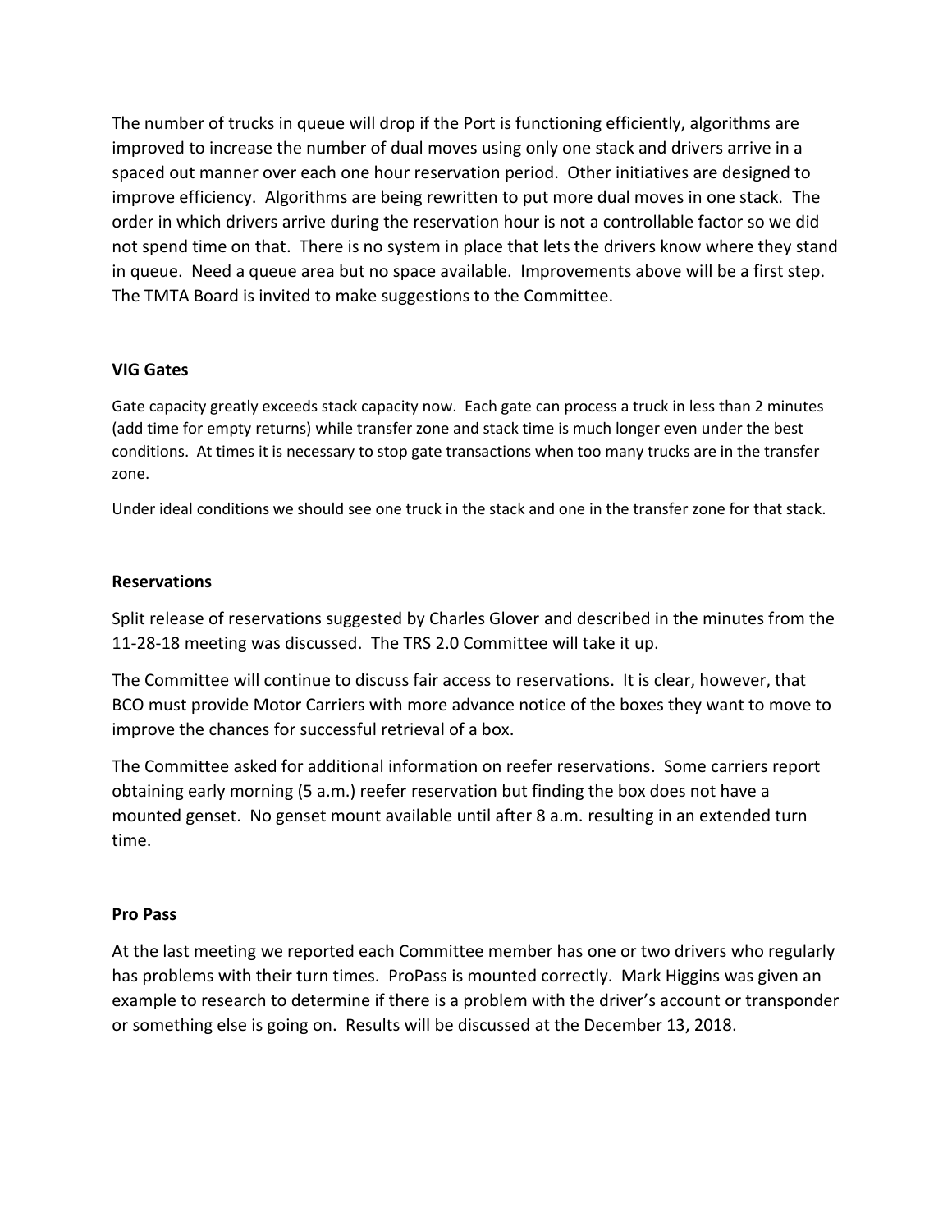The number of trucks in queue will drop if the Port is functioning efficiently, algorithms are improved to increase the number of dual moves using only one stack and drivers arrive in a spaced out manner over each one hour reservation period. Other initiatives are designed to improve efficiency. Algorithms are being rewritten to put more dual moves in one stack. The order in which drivers arrive during the reservation hour is not a controllable factor so we did not spend time on that. There is no system in place that lets the drivers know where they stand in queue. Need a queue area but no space available. Improvements above will be a first step. The TMTA Board is invited to make suggestions to the Committee.

**VIG Gates**

Gate capacity greatly exceeds stack capacity now. Each gate can process a truck in less than 2 minutes (add time for empty returns) while transfer zone and stack time is much longer even under the best conditions. At times it is necessary to stop gate transactions when too many trucks are in the transfer zone.

Under ideal conditions we should see one truck in the stack and one in the transfer zone for that stack.

**Reservations**

Split release of reservations suggested by Charles Glover and described in the minutes from the 11-28-18 meeting was discussed. The TRS 2.0 Committee will take it up.

The Committee will continue to discuss fair access to reservations. It is clear, however, that BCO must provide Motor Carriers with more advance notice of the boxes they want to move to improve the chances for successful retrieval of a box.

The Committee asked for additional information on reefer reservations. Some carriers report obtaining early morning (5 a.m.) reefer reservation but finding the box does not have a mounted genset. No genset mount available until after 8 a.m. resulting in an extended turn time.

**Pro Pass**

At the last meeting we reported each Committee member has one or two drivers who regularly has problems with their turn times. ProPass is mounted correctly. Mark Higgins was given an example to research to determine if there is a problem with the driver's account or transponder or something else is going on. Results will be discussed at the December 13, 2018.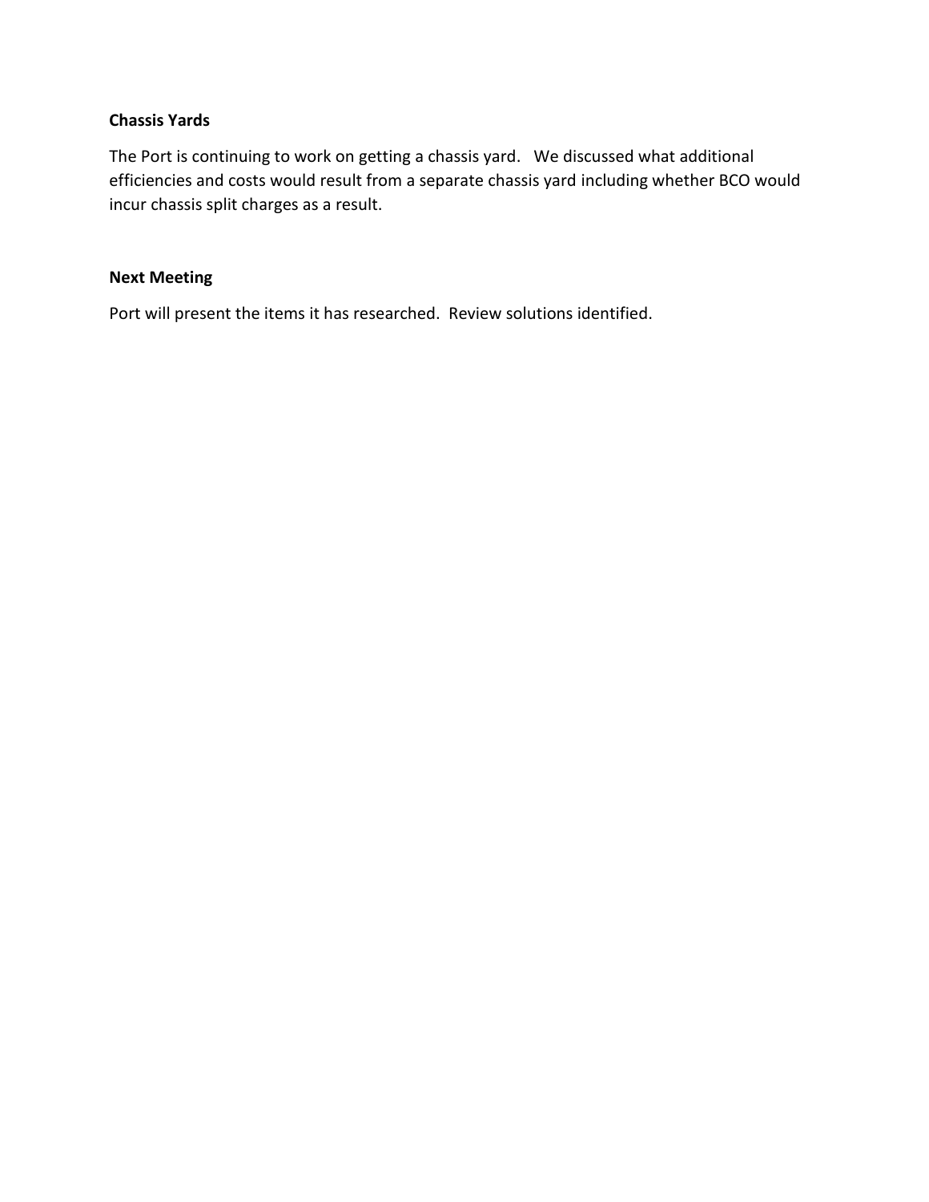**Chassis Yards**

The Port is continuing to work on getting a chassis yard. We discussed what additional efficiencies and costs would result from a separate chassis yard including whether BCO would incur chassis split charges as a result.

**Next Meeting**

Port will present the items it has researched. Review solutions identified.